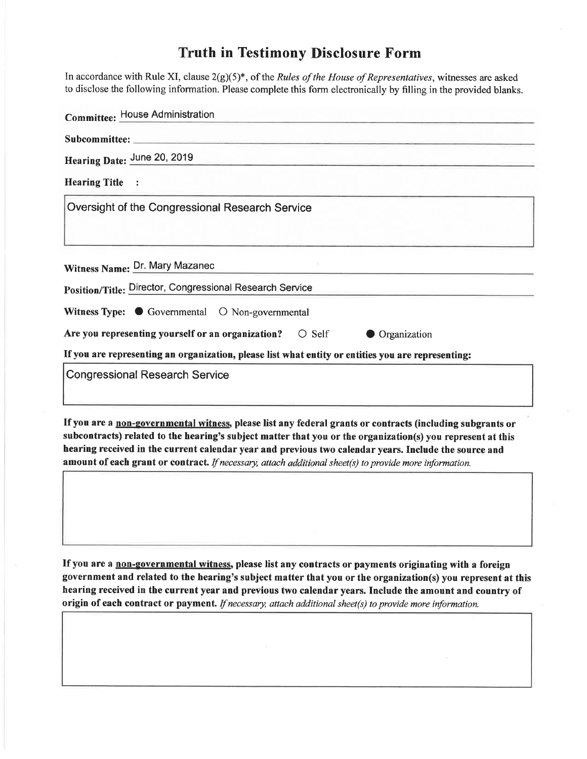# Truth in Testimony Disclosure Form

In accordance with Rule XI, clause 2(g)(5)*, of the *Rules of the House of Representatives*, witnesses are asked to disclose the following information. Please complete this form electronically by filling in the provided blanks.

**Committee:** House Administration

**Subcommittee:**

**Hearing Date:** June 20, 2019

**Hearing Title :**

Oversight of the Congressional Research Service

**Witness Name:** Dr. Mary Mazanec

**Position/Title:** Director, Congressional Research Service

**Witness Type:** ● Governmental ○ Non-governmental

**Are you representing yourself or an organization?** ○ Self ● Organization

**If you are representing an organization, please list what entity or entities you are representing:**

Congressional Research Service

**If you are a non-governmental witness, please list any federal grants or contracts (including subgrants or subcontracts) related to the hearing's subject matter that you or the organization(s) you represent at this hearing received in the current calendar year and previous two calendar years. Include the source and amount of each grant or contract.** *If necessary, attach additional sheet(s) to provide more information.*

**If you are a non-governmental witness, please list any contracts or payments originating with a foreign government and related to the hearing's subject matter that you or the organization(s) you represent at this hearing received in the current year and previous two calendar years. Include the amount and country of origin of each contract or payment.** *If necessary, attach additional sheet(s) to provide more information.*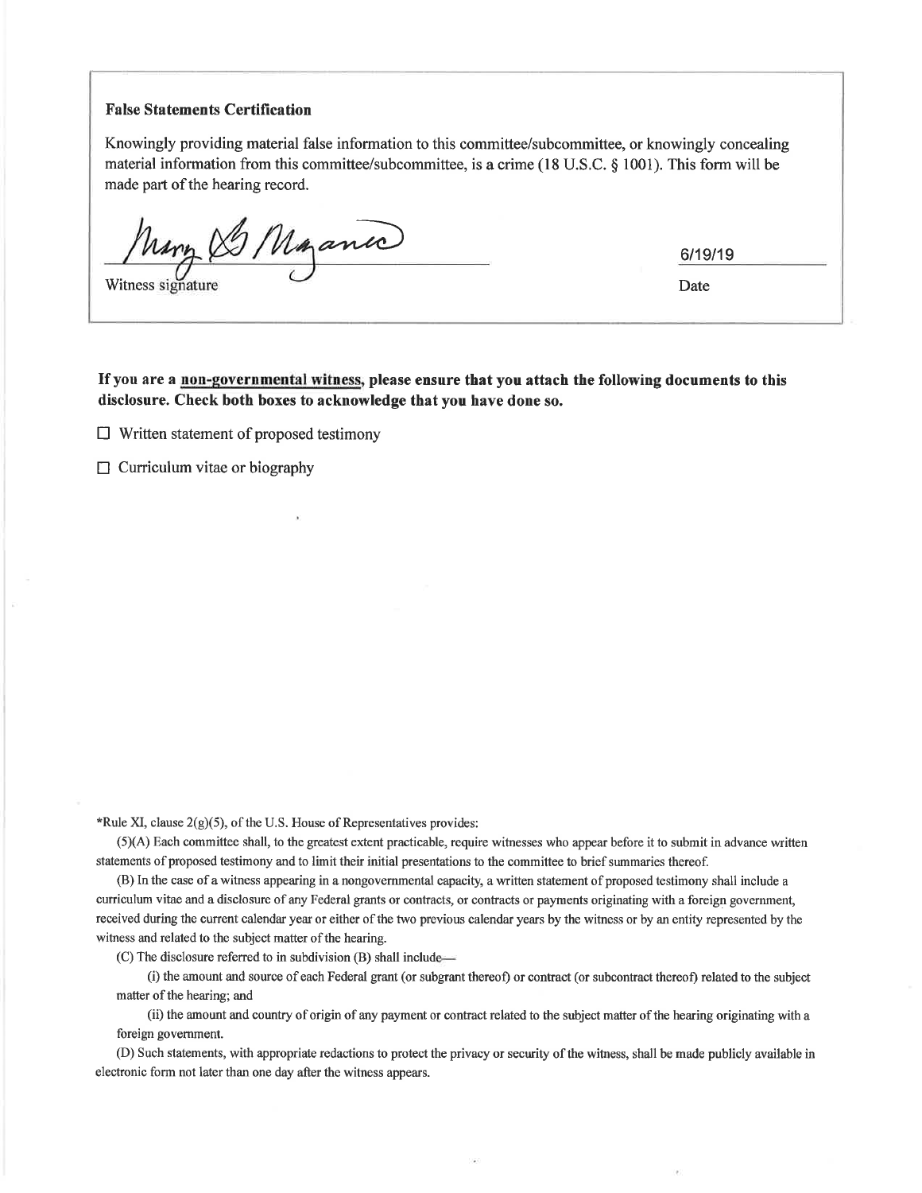**False Statements Certification**

Knowingly providing material false information to this committee/subcommittee, or knowingly concealing material information from this committee/subcommittee, is a crime (18 U.S.C. § 1001). This form will be made part of the hearing record.

Mary B Mazanec

Witness signature

6/19/19

Date

**If you are a non-governmental witness, please ensure that you attach the following documents to this disclosure. Check both boxes to acknowledge that you have done so.**

☐ Written statement of proposed testimony

☐ Curriculum vitae or biography

*Rule XI, clause 2(g)(5), of the U.S. House of Representatives provides:

(5)(A) Each committee shall, to the greatest extent practicable, require witnesses who appear before it to submit in advance written statements of proposed testimony and to limit their initial presentations to the committee to brief summaries thereof.

(B) In the case of a witness appearing in a nongovernmental capacity, a written statement of proposed testimony shall include a curriculum vitae and a disclosure of any Federal grants or contracts, or contracts or payments originating with a foreign government, received during the current calendar year or either of the two previous calendar years by the witness or by an entity represented by the witness and related to the subject matter of the hearing.

(C) The disclosure referred to in subdivision (B) shall include—

(i) the amount and source of each Federal grant (or subgrant thereof) or contract (or subcontract thereof) related to the subject matter of the hearing; and

(ii) the amount and country of origin of any payment or contract related to the subject matter of the hearing originating with a foreign government.

(D) Such statements, with appropriate redactions to protect the privacy or security of the witness, shall be made publicly available in electronic form not later than one day after the witness appears.